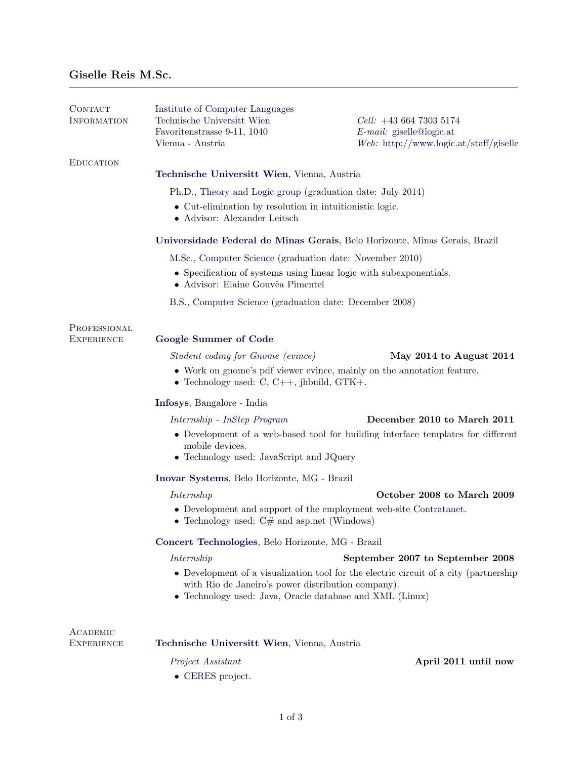# Giselle Reis M.Sc.

---

## Contact Information

Institute of Computer Languages
Technische Universitt Wien
Favoritenstrasse 9-11, 1040
Vienna - Austria

*Cell:* +43 664 7303 5174
*E-mail:* giselle@logic.at
*Web:* http://www.logic.at/staff/giselle

## Education

**Technische Universitt Wien**, Vienna, Austria

Ph.D., Theory and Logic group (graduation date: July 2014)

- Cut-elimination by resolution in intuitionistic logic.
- Advisor: Alexander Leitsch

**Universidade Federal de Minas Gerais**, Belo Horizonte, Minas Gerais, Brazil

M.Sc., Computer Science (graduation date: November 2010)

- Specification of systems using linear logic with subexponentials.
- Advisor: Elaine Gouvêa Pimentel

B.S., Computer Science (graduation date: December 2008)

## Professional Experience

**Google Summer of Code**

*Student coding for Gnome (evince)* — **May 2014 to August 2014**

- Work on gnome's pdf viewer evince, mainly on the annotation feature.
- Technology used: C, C++, jhbuild, GTK+.

**Infosys**, Bangalore - India

*Internship - InStep Program* — **December 2010 to March 2011**

- Development of a web-based tool for building interface templates for different mobile devices.
- Technology used: JavaScript and JQuery

**Inovar Systems**, Belo Horizonte, MG - Brazil

*Internship* — **October 2008 to March 2009**

- Development and support of the employment web-site Contratanet.
- Technology used: C# and asp.net (Windows)

**Concert Technologies**, Belo Horizonte, MG - Brazil

*Internship* — **September 2007 to September 2008**

- Development of a visualization tool for the electric circuit of a city (partnership with Rio de Janeiro's power distribution company).
- Technology used: Java, Oracle database and XML (Linux)

## Academic Experience

**Technische Universitt Wien**, Vienna, Austria

*Project Assistant* — **April 2011 until now**

- CERES project.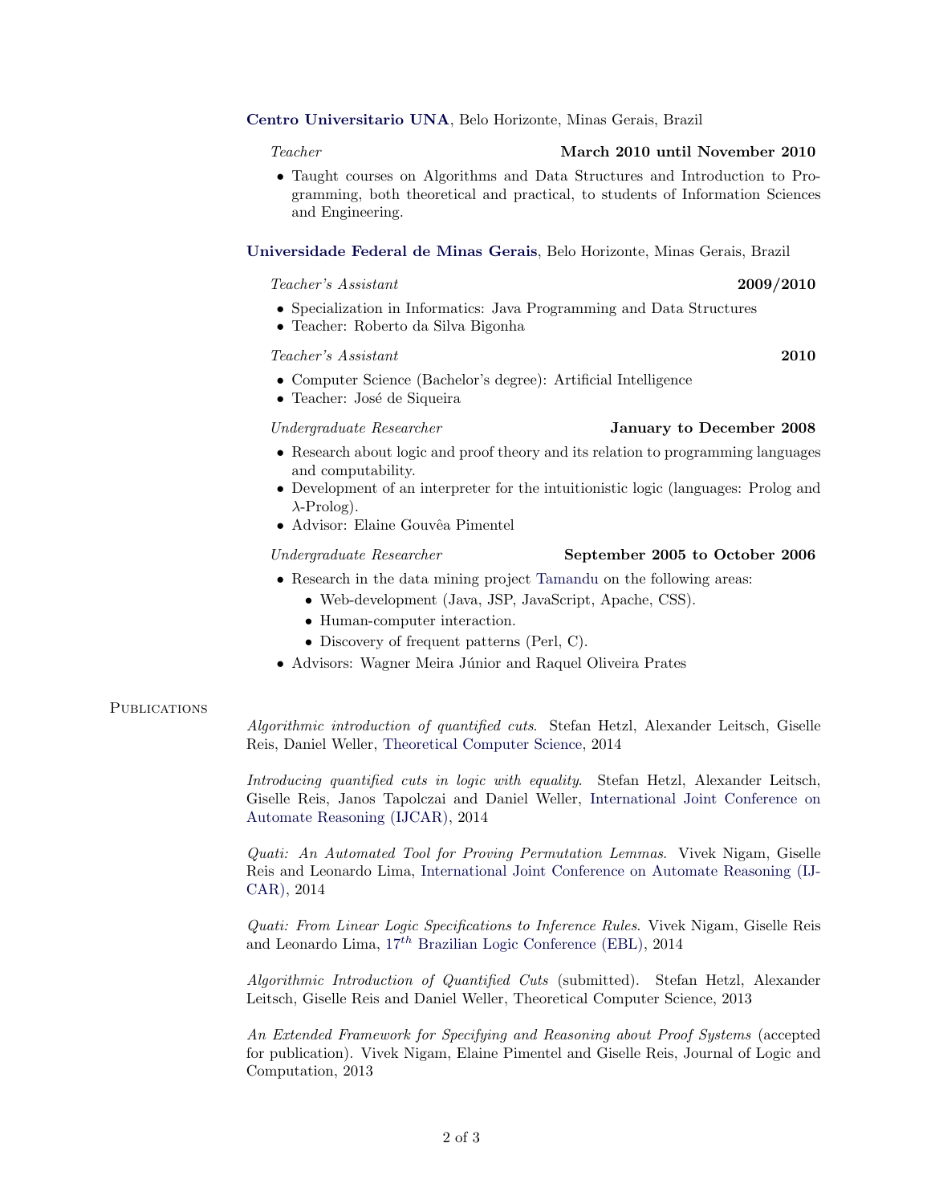**Centro Universitario UNA**, Belo Horizonte, Minas Gerais, Brazil

*Teacher* — **March 2010 until November 2010**

- Taught courses on Algorithms and Data Structures and Introduction to Programming, both theoretical and practical, to students of Information Sciences and Engineering.

**Universidade Federal de Minas Gerais**, Belo Horizonte, Minas Gerais, Brazil

*Teacher's Assistant* — **2009/2010**

- Specialization in Informatics: Java Programming and Data Structures
- Teacher: Roberto da Silva Bigonha

*Teacher's Assistant* — **2010**

- Computer Science (Bachelor's degree): Artificial Intelligence
- Teacher: José de Siqueira

*Undergraduate Researcher* — **January to December 2008**

- Research about logic and proof theory and its relation to programming languages and computability.
- Development of an interpreter for the intuitionistic logic (languages: Prolog and $\lambda$-Prolog).
- Advisor: Elaine Gouvêa Pimentel

*Undergraduate Researcher* — **September 2005 to October 2006**

- Research in the data mining project Tamandu on the following areas:
  - Web-development (Java, JSP, JavaScript, Apache, CSS).
  - Human-computer interaction.
  - Discovery of frequent patterns (Perl, C).
- Advisors: Wagner Meira Júnior and Raquel Oliveira Prates

## Publications

*Algorithmic introduction of quantified cuts*. Stefan Hetzl, Alexander Leitsch, Giselle Reis, Daniel Weller, Theoretical Computer Science, 2014

*Introducing quantified cuts in logic with equality*. Stefan Hetzl, Alexander Leitsch, Giselle Reis, Janos Tapolczai and Daniel Weller, International Joint Conference on Automate Reasoning (IJCAR), 2014

*Quati: An Automated Tool for Proving Permutation Lemmas*. Vivek Nigam, Giselle Reis and Leonardo Lima, International Joint Conference on Automate Reasoning (IJCAR), 2014

*Quati: From Linear Logic Specifications to Inference Rules*. Vivek Nigam, Giselle Reis and Leonardo Lima, $17^{th}$ Brazilian Logic Conference (EBL), 2014

*Algorithmic Introduction of Quantified Cuts* (submitted). Stefan Hetzl, Alexander Leitsch, Giselle Reis and Daniel Weller, Theoretical Computer Science, 2013

*An Extended Framework for Specifying and Reasoning about Proof Systems* (accepted for publication). Vivek Nigam, Elaine Pimentel and Giselle Reis, Journal of Logic and Computation, 2013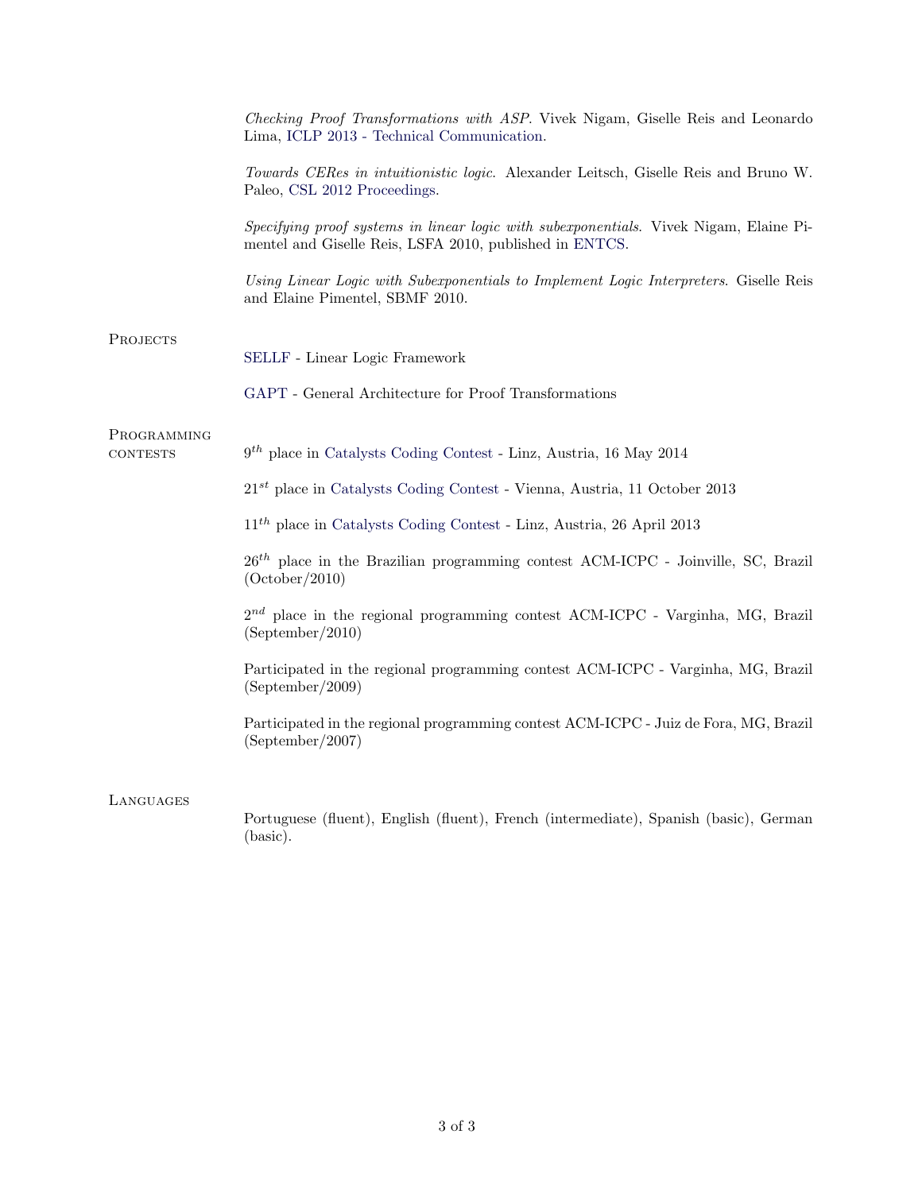*Checking Proof Transformations with ASP*. Vivek Nigam, Giselle Reis and Leonardo Lima, ICLP 2013 - Technical Communication.

*Towards CERes in intuitionistic logic*. Alexander Leitsch, Giselle Reis and Bruno W. Paleo, CSL 2012 Proceedings.

*Specifying proof systems in linear logic with subexponentials*. Vivek Nigam, Elaine Pimentel and Giselle Reis, LSFA 2010, published in ENTCS.

*Using Linear Logic with Subexponentials to Implement Logic Interpreters*. Giselle Reis and Elaine Pimentel, SBMF 2010.

## Projects

SELLF - Linear Logic Framework

GAPT - General Architecture for Proof Transformations

## Programming contests

9th place in Catalysts Coding Contest - Linz, Austria, 16 May 2014

21st place in Catalysts Coding Contest - Vienna, Austria, 11 October 2013

11th place in Catalysts Coding Contest - Linz, Austria, 26 April 2013

26th place in the Brazilian programming contest ACM-ICPC - Joinville, SC, Brazil (October/2010)

2nd place in the regional programming contest ACM-ICPC - Varginha, MG, Brazil (September/2010)

Participated in the regional programming contest ACM-ICPC - Varginha, MG, Brazil (September/2009)

Participated in the regional programming contest ACM-ICPC - Juiz de Fora, MG, Brazil (September/2007)

## Languages

Portuguese (fluent), English (fluent), French (intermediate), Spanish (basic), German (basic).